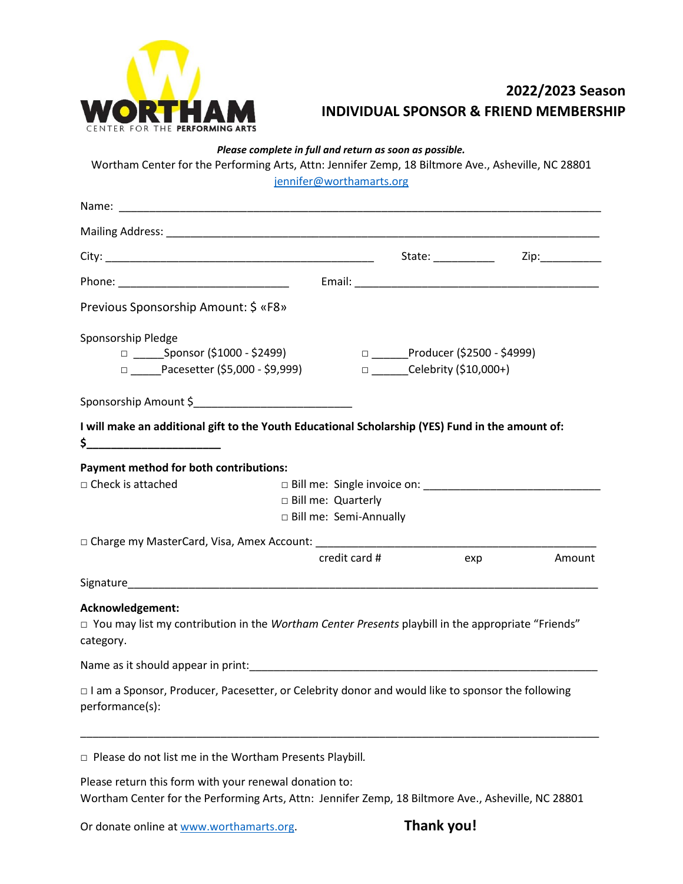WORTHAM
CENTER FOR THE **PERFORMING ARTS**

## 2022/2023 Season
## INDIVIDUAL SPONSOR & FRIEND MEMBERSHIP

***Please complete in full and return as soon as possible.***

Wortham Center for the Performing Arts, Attn: Jennifer Zemp, 18 Biltmore Ave., Asheville, NC 28801
jennifer@worthamarts.org

Name: ________________________________________________________________________

Mailing Address: ______________________________________________________________

City: ____________________________________________ State: __________ Zip:__________

Phone: ____________________________ Email: _______________________________________

Previous Sponsorship Amount: $ «F8»

Sponsorship Pledge

□ _____Sponsor ($1000 - $2499) □ ______Producer ($2500 - $4999)

□ _____Pacesetter ($5,000 - $9,999) □ ______Celebrity ($10,000+)

Sponsorship Amount $_________________________

**I will make an additional gift to the Youth Educational Scholarship (YES) Fund in the amount of:**
**$_____________________**

**Payment method for both contributions:**

□ Check is attached

□ Bill me: Single invoice on: ____________________________

□ Bill me: Quarterly

□ Bill me: Semi-Annually

□ Charge my MasterCard, Visa, Amex Account: _______________________________________________

credit card # exp Amount

Signature_____________________________________________________________________________

**Acknowledgement:**

□ You may list my contribution in the *Wortham Center Presents* playbill in the appropriate "Friends" category.

Name as it should appear in print:___________________________________________________________

□ I am a Sponsor, Producer, Pacesetter, or Celebrity donor and would like to sponsor the following performance(s):

______________________________________________________________________________________

□ Please do not list me in the Wortham Presents Playbill.

Please return this form with your renewal donation to:
Wortham Center for the Performing Arts, Attn: Jennifer Zemp, 18 Biltmore Ave., Asheville, NC 28801

Or donate online at www.worthamarts.org.

**Thank you!**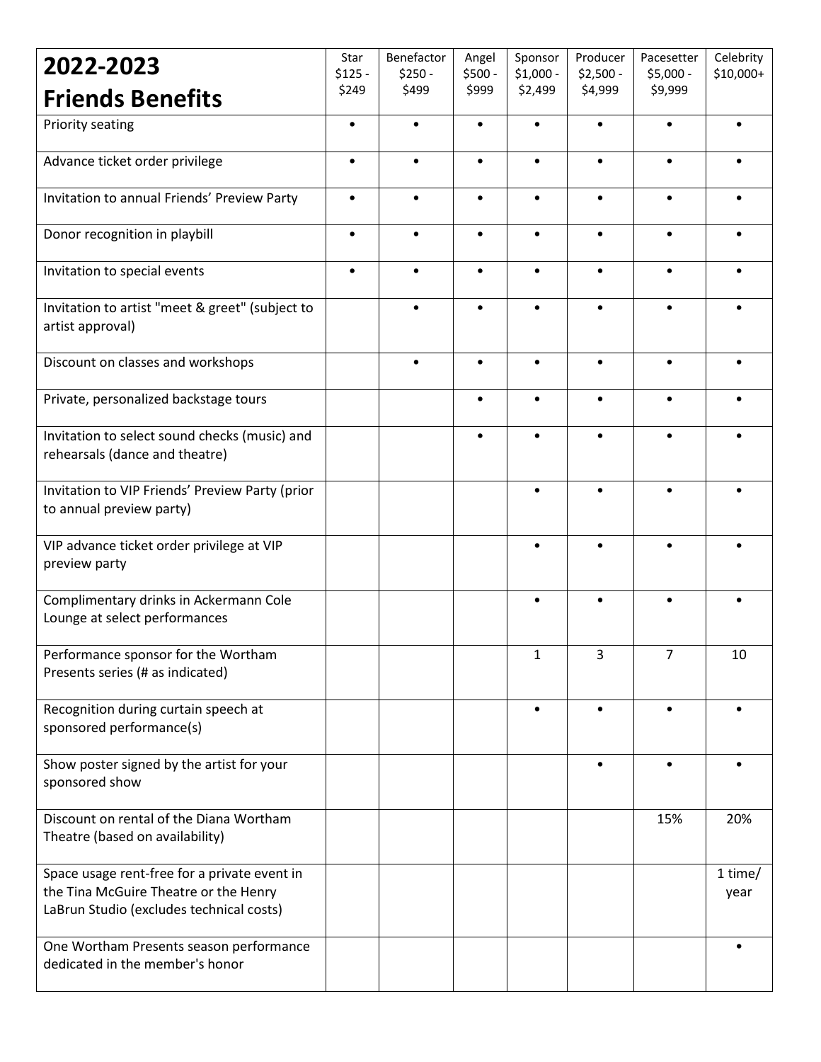| 2022-2023 Friends Benefits | Star $125 - $249 | Benefactor $250 - $499 | Angel $500 - $999 | Sponsor $1,000 - $2,499 | Producer $2,500 - $4,999 | Pacesetter $5,000 - $9,999 | Celebrity $10,000+ |
|---|---|---|---|---|---|---|---|
| Priority seating | • | • | • | • | • | • | • |
| Advance ticket order privilege | • | • | • | • | • | • | • |
| Invitation to annual Friends' Preview Party | • | • | • | • | • | • | • |
| Donor recognition in playbill | • | • | • | • | • | • | • |
| Invitation to special events | • | • | • | • | • | • | • |
| Invitation to artist "meet & greet" (subject to artist approval) | | • | • | • | • | • | • |
| Discount on classes and workshops | | • | • | • | • | • | • |
| Private, personalized backstage tours | | | • | • | • | • | • |
| Invitation to select sound checks (music) and rehearsals (dance and theatre) | | | • | • | • | • | • |
| Invitation to VIP Friends' Preview Party (prior to annual preview party) | | | | • | • | • | • |
| VIP advance ticket order privilege at VIP preview party | | | | • | • | • | • |
| Complimentary drinks in Ackermann Cole Lounge at select performances | | | | • | • | • | • |
| Performance sponsor for the Wortham Presents series (# as indicated) | | | | 1 | 3 | 7 | 10 |
| Recognition during curtain speech at sponsored performance(s) | | | | • | • | • | • |
| Show poster signed by the artist for your sponsored show | | | | | • | • | • |
| Discount on rental of the Diana Wortham Theatre (based on availability) | | | | | | 15% | 20% |
| Space usage rent-free for a private event in the Tina McGuire Theatre or the Henry LaBrun Studio (excludes technical costs) | | | | | | | 1 time/ year |
| One Wortham Presents season performance dedicated in the member's honor | | | | | | | • |